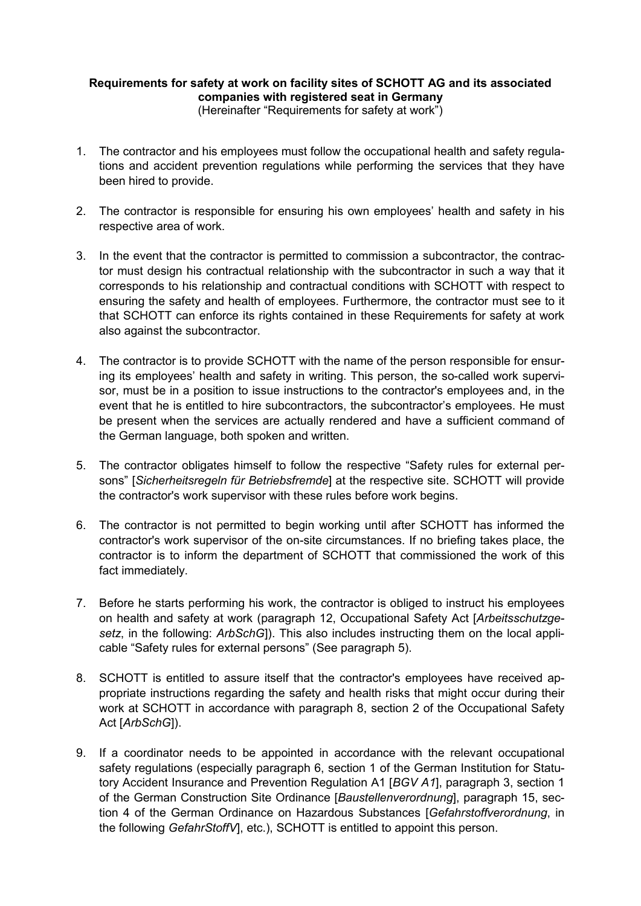**Requirements for safety at work on facility sites of SCHOTT AG and its associated companies with registered seat in Germany**
(Hereinafter "Requirements for safety at work")

1. The contractor and his employees must follow the occupational health and safety regulations and accident prevention regulations while performing the services that they have been hired to provide.

2. The contractor is responsible for ensuring his own employees' health and safety in his respective area of work.

3. In the event that the contractor is permitted to commission a subcontractor, the contractor must design his contractual relationship with the subcontractor in such a way that it corresponds to his relationship and contractual conditions with SCHOTT with respect to ensuring the safety and health of employees. Furthermore, the contractor must see to it that SCHOTT can enforce its rights contained in these Requirements for safety at work also against the subcontractor.

4. The contractor is to provide SCHOTT with the name of the person responsible for ensuring its employees' health and safety in writing. This person, the so-called work supervisor, must be in a position to issue instructions to the contractor's employees and, in the event that he is entitled to hire subcontractors, the subcontractor's employees. He must be present when the services are actually rendered and have a sufficient command of the German language, both spoken and written.

5. The contractor obligates himself to follow the respective "Safety rules for external persons" [*Sicherheitsregeln für Betriebsfremde*] at the respective site. SCHOTT will provide the contractor's work supervisor with these rules before work begins.

6. The contractor is not permitted to begin working until after SCHOTT has informed the contractor's work supervisor of the on-site circumstances. If no briefing takes place, the contractor is to inform the department of SCHOTT that commissioned the work of this fact immediately.

7. Before he starts performing his work, the contractor is obliged to instruct his employees on health and safety at work (paragraph 12, Occupational Safety Act [*Arbeitsschutzgesetz*, in the following: *ArbSchG*]). This also includes instructing them on the local applicable "Safety rules for external persons" (See paragraph 5).

8. SCHOTT is entitled to assure itself that the contractor's employees have received appropriate instructions regarding the safety and health risks that might occur during their work at SCHOTT in accordance with paragraph 8, section 2 of the Occupational Safety Act [*ArbSchG*]).

9. If a coordinator needs to be appointed in accordance with the relevant occupational safety regulations (especially paragraph 6, section 1 of the German Institution for Statutory Accident Insurance and Prevention Regulation A1 [*BGV A1*], paragraph 3, section 1 of the German Construction Site Ordinance [*Baustellenverordnung*], paragraph 15, section 4 of the German Ordinance on Hazardous Substances [*Gefahrstoffverordnung*, in the following *GefahrStoffV*], etc.), SCHOTT is entitled to appoint this person.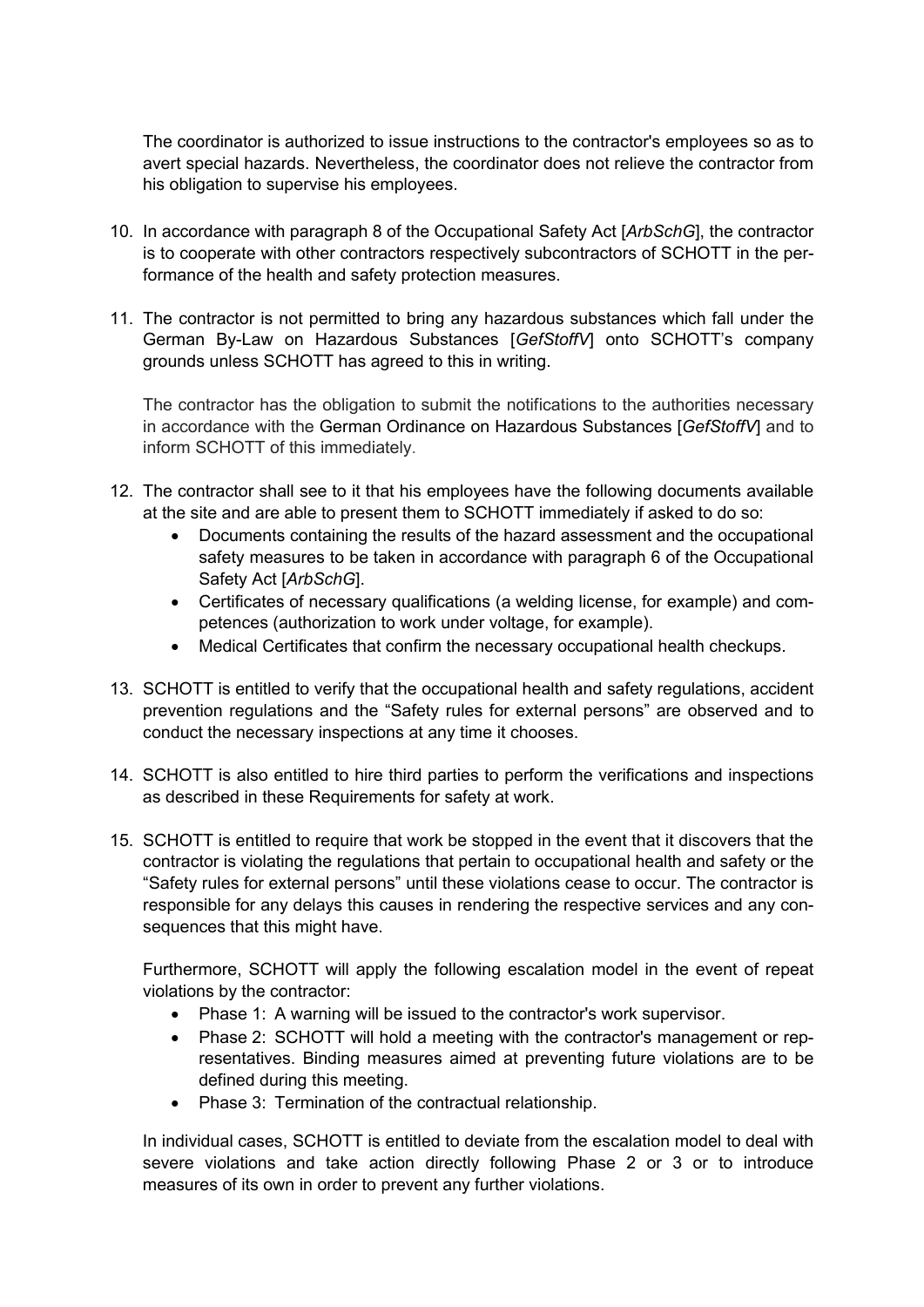The coordinator is authorized to issue instructions to the contractor's employees so as to avert special hazards. Nevertheless, the coordinator does not relieve the contractor from his obligation to supervise his employees.

10. In accordance with paragraph 8 of the Occupational Safety Act [*ArbSchG*], the contractor is to cooperate with other contractors respectively subcontractors of SCHOTT in the performance of the health and safety protection measures.

11. The contractor is not permitted to bring any hazardous substances which fall under the German By-Law on Hazardous Substances [*GefStoffV*] onto SCHOTT's company grounds unless SCHOTT has agreed to this in writing.

    The contractor has the obligation to submit the notifications to the authorities necessary in accordance with the German Ordinance on Hazardous Substances [*GefStoffV*] and to inform SCHOTT of this immediately.

12. The contractor shall see to it that his employees have the following documents available at the site and are able to present them to SCHOTT immediately if asked to do so:
    - Documents containing the results of the hazard assessment and the occupational safety measures to be taken in accordance with paragraph 6 of the Occupational Safety Act [*ArbSchG*].
    - Certificates of necessary qualifications (a welding license, for example) and competences (authorization to work under voltage, for example).
    - Medical Certificates that confirm the necessary occupational health checkups.

13. SCHOTT is entitled to verify that the occupational health and safety regulations, accident prevention regulations and the "Safety rules for external persons" are observed and to conduct the necessary inspections at any time it chooses.

14. SCHOTT is also entitled to hire third parties to perform the verifications and inspections as described in these Requirements for safety at work.

15. SCHOTT is entitled to require that work be stopped in the event that it discovers that the contractor is violating the regulations that pertain to occupational health and safety or the "Safety rules for external persons" until these violations cease to occur. The contractor is responsible for any delays this causes in rendering the respective services and any consequences that this might have.

    Furthermore, SCHOTT will apply the following escalation model in the event of repeat violations by the contractor:
    - Phase 1: A warning will be issued to the contractor's work supervisor.
    - Phase 2: SCHOTT will hold a meeting with the contractor's management or representatives. Binding measures aimed at preventing future violations are to be defined during this meeting.
    - Phase 3: Termination of the contractual relationship.

    In individual cases, SCHOTT is entitled to deviate from the escalation model to deal with severe violations and take action directly following Phase 2 or 3 or to introduce measures of its own in order to prevent any further violations.